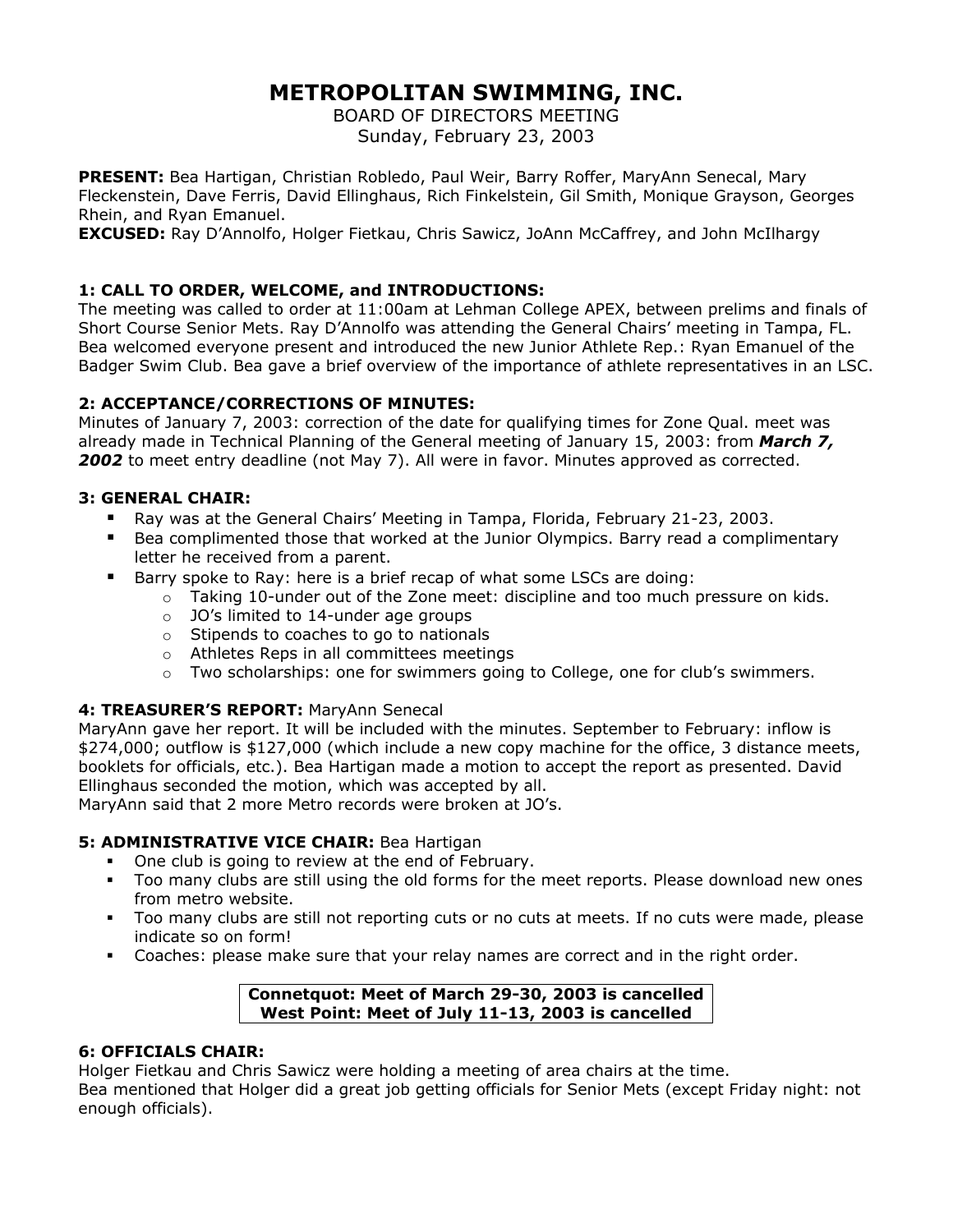# METROPOLITAN SWIMMING, INC.

BOARD OF DIRECTORS MEETING
Sunday, February 23, 2003

**PRESENT:** Bea Hartigan, Christian Robledo, Paul Weir, Barry Roffer, MaryAnn Senecal, Mary Fleckenstein, Dave Ferris, David Ellinghaus, Rich Finkelstein, Gil Smith, Monique Grayson, Georges Rhein, and Ryan Emanuel.
**EXCUSED:** Ray D'Annolfo, Holger Fietkau, Chris Sawicz, JoAnn McCaffrey, and John McIlhargy

### 1: CALL TO ORDER, WELCOME, and INTRODUCTIONS:

The meeting was called to order at 11:00am at Lehman College APEX, between prelims and finals of Short Course Senior Mets. Ray D'Annolfo was attending the General Chairs' meeting in Tampa, FL. Bea welcomed everyone present and introduced the new Junior Athlete Rep.: Ryan Emanuel of the Badger Swim Club. Bea gave a brief overview of the importance of athlete representatives in an LSC.

### 2: ACCEPTANCE/CORRECTIONS OF MINUTES:

Minutes of January 7, 2003: correction of the date for qualifying times for Zone Qual. meet was already made in Technical Planning of the General meeting of January 15, 2003: from ***March 7, 2002*** to meet entry deadline (not May 7). All were in favor. Minutes approved as corrected.

### 3: GENERAL CHAIR:

- Ray was at the General Chairs' Meeting in Tampa, Florida, February 21-23, 2003.
- Bea complimented those that worked at the Junior Olympics. Barry read a complimentary letter he received from a parent.
- Barry spoke to Ray: here is a brief recap of what some LSCs are doing:
  - Taking 10-under out of the Zone meet: discipline and too much pressure on kids.
  - JO's limited to 14-under age groups
  - Stipends to coaches to go to nationals
  - Athletes Reps in all committees meetings
  - Two scholarships: one for swimmers going to College, one for club's swimmers.

### 4: TREASURER'S REPORT: MaryAnn Senecal

MaryAnn gave her report. It will be included with the minutes. September to February: inflow is $274,000; outflow is $127,000 (which include a new copy machine for the office, 3 distance meets, booklets for officials, etc.). Bea Hartigan made a motion to accept the report as presented. David Ellinghaus seconded the motion, which was accepted by all.
MaryAnn said that 2 more Metro records were broken at JO's.

### 5: ADMINISTRATIVE VICE CHAIR: Bea Hartigan

- One club is going to review at the end of February.
- Too many clubs are still using the old forms for the meet reports. Please download new ones from metro website.
- Too many clubs are still not reporting cuts or no cuts at meets. If no cuts were made, please indicate so on form!
- Coaches: please make sure that your relay names are correct and in the right order.

**Connetquot: Meet of March 29-30, 2003 is cancelled**
**West Point: Meet of July 11-13, 2003 is cancelled**

### 6: OFFICIALS CHAIR:

Holger Fietkau and Chris Sawicz were holding a meeting of area chairs at the time.
Bea mentioned that Holger did a great job getting officials for Senior Mets (except Friday night: not enough officials).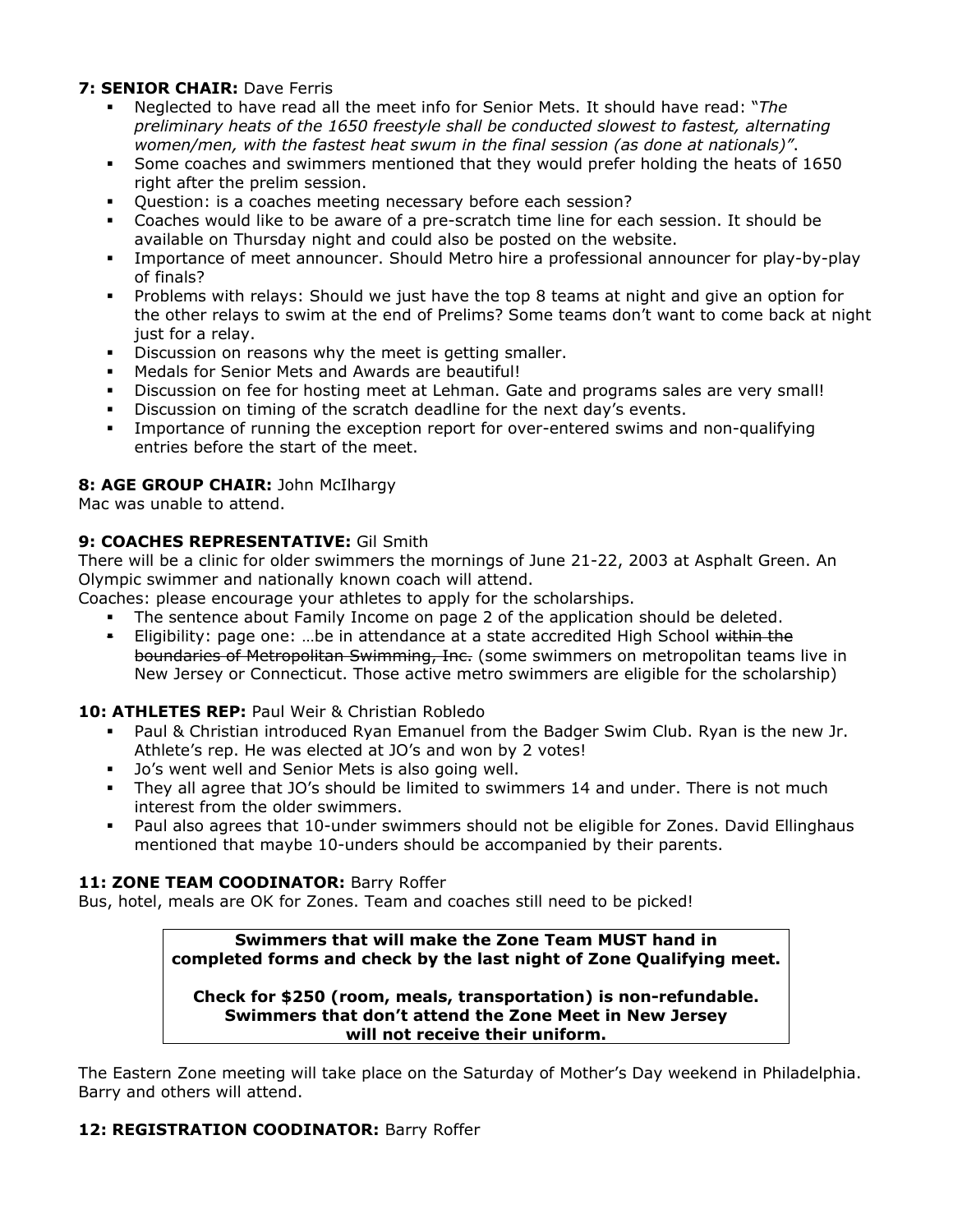**7: SENIOR CHAIR:** Dave Ferris

- Neglected to have read all the meet info for Senior Mets. It should have read: "*The preliminary heats of the 1650 freestyle shall be conducted slowest to fastest, alternating women/men, with the fastest heat swum in the final session (as done at nationals)*".
- Some coaches and swimmers mentioned that they would prefer holding the heats of 1650 right after the prelim session.
- Question: is a coaches meeting necessary before each session?
- Coaches would like to be aware of a pre-scratch time line for each session. It should be available on Thursday night and could also be posted on the website.
- Importance of meet announcer. Should Metro hire a professional announcer for play-by-play of finals?
- Problems with relays: Should we just have the top 8 teams at night and give an option for the other relays to swim at the end of Prelims? Some teams don't want to come back at night just for a relay.
- Discussion on reasons why the meet is getting smaller.
- Medals for Senior Mets and Awards are beautiful!
- Discussion on fee for hosting meet at Lehman. Gate and programs sales are very small!
- Discussion on timing of the scratch deadline for the next day's events.
- Importance of running the exception report for over-entered swims and non-qualifying entries before the start of the meet.

**8: AGE GROUP CHAIR:** John McIlhargy

Mac was unable to attend.

**9: COACHES REPRESENTATIVE:** Gil Smith

There will be a clinic for older swimmers the mornings of June 21-22, 2003 at Asphalt Green. An Olympic swimmer and nationally known coach will attend.

Coaches: please encourage your athletes to apply for the scholarships.

- The sentence about Family Income on page 2 of the application should be deleted.
- Eligibility: page one: …be in attendance at a state accredited High School ~~within the boundaries of Metropolitan Swimming, Inc.~~ (some swimmers on metropolitan teams live in New Jersey or Connecticut. Those active metro swimmers are eligible for the scholarship)

**10: ATHLETES REP:** Paul Weir & Christian Robledo

- Paul & Christian introduced Ryan Emanuel from the Badger Swim Club. Ryan is the new Jr. Athlete's rep. He was elected at JO's and won by 2 votes!
- Jo's went well and Senior Mets is also going well.
- They all agree that JO's should be limited to swimmers 14 and under. There is not much interest from the older swimmers.
- Paul also agrees that 10-under swimmers should not be eligible for Zones. David Ellinghaus mentioned that maybe 10-unders should be accompanied by their parents.

**11: ZONE TEAM COODINATOR:** Barry Roffer

Bus, hotel, meals are OK for Zones. Team and coaches still need to be picked!

**Swimmers that will make the Zone Team MUST hand in completed forms and check by the last night of Zone Qualifying meet.**

**Check for $250 (room, meals, transportation) is non-refundable. Swimmers that don't attend the Zone Meet in New Jersey will not receive their uniform.**

The Eastern Zone meeting will take place on the Saturday of Mother's Day weekend in Philadelphia. Barry and others will attend.

**12: REGISTRATION COODINATOR:** Barry Roffer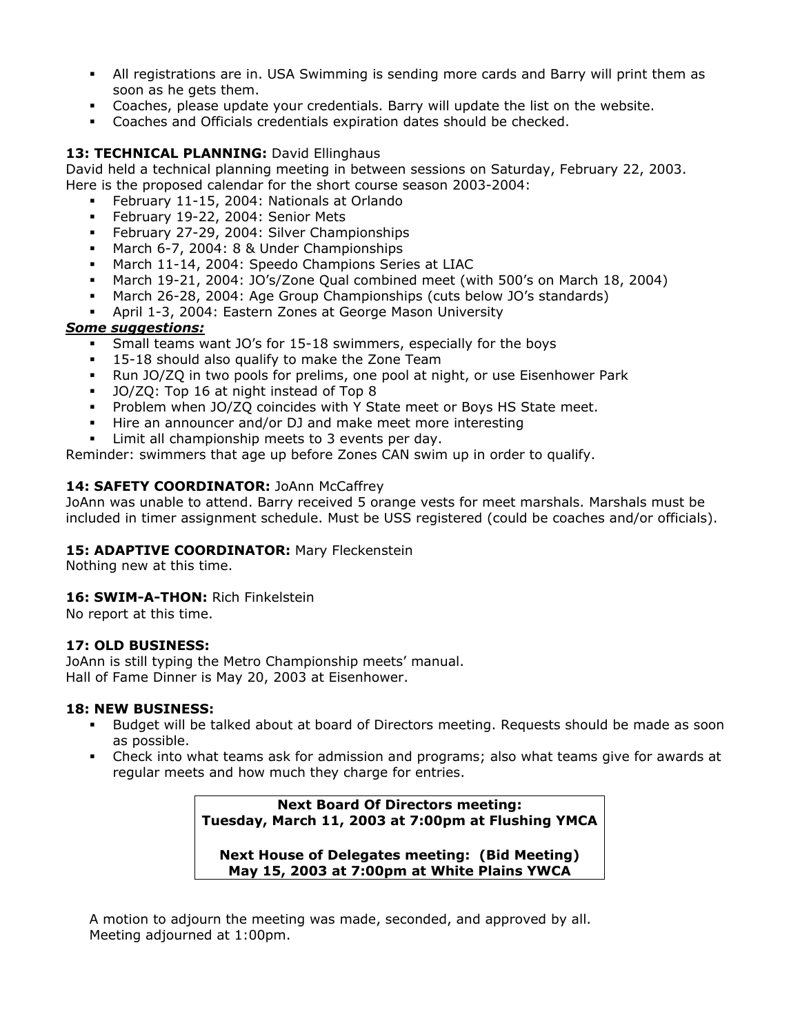- All registrations are in. USA Swimming is sending more cards and Barry will print them as soon as he gets them.
- Coaches, please update your credentials. Barry will update the list on the website.
- Coaches and Officials credentials expiration dates should be checked.

**13: TECHNICAL PLANNING:** David Ellinghaus

David held a technical planning meeting in between sessions on Saturday, February 22, 2003. Here is the proposed calendar for the short course season 2003-2004:

- February 11-15, 2004: Nationals at Orlando
- February 19-22, 2004: Senior Mets
- February 27-29, 2004: Silver Championships
- March 6-7, 2004: 8 & Under Championships
- March 11-14, 2004: Speedo Champions Series at LIAC
- March 19-21, 2004: JO's/Zone Qual combined meet (with 500's on March 18, 2004)
- March 26-28, 2004: Age Group Championships (cuts below JO's standards)
- April 1-3, 2004: Eastern Zones at George Mason University

***Some suggestions:***

- Small teams want JO's for 15-18 swimmers, especially for the boys
- 15-18 should also qualify to make the Zone Team
- Run JO/ZQ in two pools for prelims, one pool at night, or use Eisenhower Park
- JO/ZQ: Top 16 at night instead of Top 8
- Problem when JO/ZQ coincides with Y State meet or Boys HS State meet.
- Hire an announcer and/or DJ and make meet more interesting
- Limit all championship meets to 3 events per day.

Reminder: swimmers that age up before Zones CAN swim up in order to qualify.

**14: SAFETY COORDINATOR:** JoAnn McCaffrey

JoAnn was unable to attend. Barry received 5 orange vests for meet marshals. Marshals must be included in timer assignment schedule. Must be USS registered (could be coaches and/or officials).

**15: ADAPTIVE COORDINATOR:** Mary Fleckenstein

Nothing new at this time.

**16: SWIM-A-THON:** Rich Finkelstein

No report at this time.

**17: OLD BUSINESS:**

JoAnn is still typing the Metro Championship meets' manual.
Hall of Fame Dinner is May 20, 2003 at Eisenhower.

**18: NEW BUSINESS:**

- Budget will be talked about at board of Directors meeting. Requests should be made as soon as possible.
- Check into what teams ask for admission and programs; also what teams give for awards at regular meets and how much they charge for entries.

**Next Board Of Directors meeting:**
**Tuesday, March 11, 2003 at 7:00pm at Flushing YMCA**

**Next House of Delegates meeting: (Bid Meeting)**
**May 15, 2003 at 7:00pm at White Plains YWCA**

A motion to adjourn the meeting was made, seconded, and approved by all.
Meeting adjourned at 1:00pm.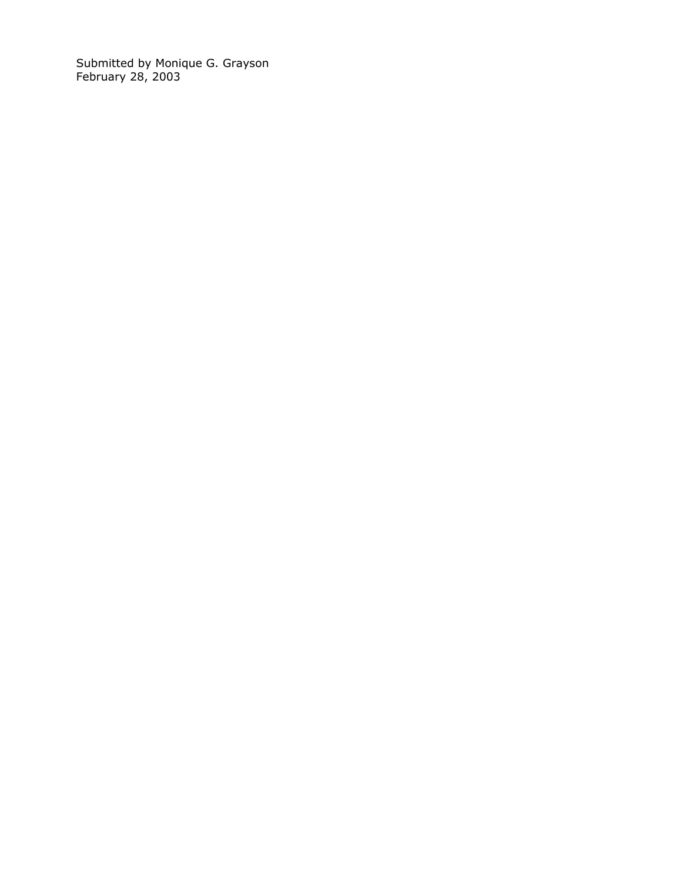Submitted by Monique G. Grayson
February 28, 2003